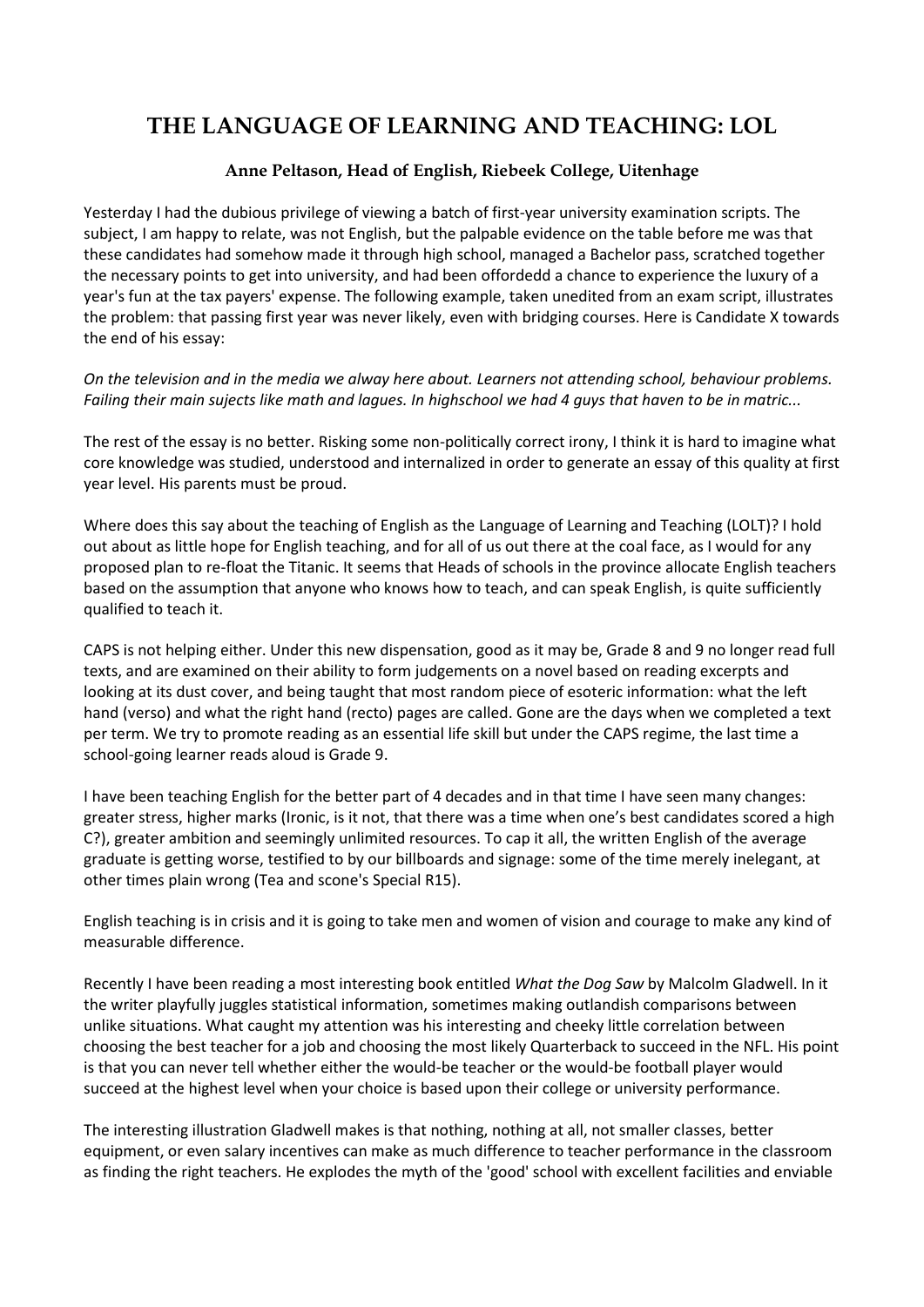# THE LANGUAGE OF LEARNING AND TEACHING: LOL

**Anne Peltason, Head of English, Riebeek College, Uitenhage**

Yesterday I had the dubious privilege of viewing a batch of first-year university examination scripts. The subject, I am happy to relate, was not English, but the palpable evidence on the table before me was that these candidates had somehow made it through high school, managed a Bachelor pass, scratched together the necessary points to get into university, and had been offordedd a chance to experience the luxury of a year's fun at the tax payers' expense. The following example, taken unedited from an exam script, illustrates the problem: that passing first year was never likely, even with bridging courses. Here is Candidate X towards the end of his essay:

*On the television and in the media we alway here about. Learners not attending school, behaviour problems. Failing their main sujects like math and lagues. In highschool we had 4 guys that haven to be in matric...*

The rest of the essay is no better. Risking some non-politically correct irony, I think it is hard to imagine what core knowledge was studied, understood and internalized in order to generate an essay of this quality at first year level. His parents must be proud.

Where does this say about the teaching of English as the Language of Learning and Teaching (LOLT)? I hold out about as little hope for English teaching, and for all of us out there at the coal face, as I would for any proposed plan to re-float the Titanic. It seems that Heads of schools in the province allocate English teachers based on the assumption that anyone who knows how to teach, and can speak English, is quite sufficiently qualified to teach it.

CAPS is not helping either. Under this new dispensation, good as it may be, Grade 8 and 9 no longer read full texts, and are examined on their ability to form judgements on a novel based on reading excerpts and looking at its dust cover, and being taught that most random piece of esoteric information: what the left hand (verso) and what the right hand (recto) pages are called. Gone are the days when we completed a text per term. We try to promote reading as an essential life skill but under the CAPS regime, the last time a school-going learner reads aloud is Grade 9.

I have been teaching English for the better part of 4 decades and in that time I have seen many changes: greater stress, higher marks (Ironic, is it not, that there was a time when one's best candidates scored a high C?), greater ambition and seemingly unlimited resources. To cap it all, the written English of the average graduate is getting worse, testified to by our billboards and signage: some of the time merely inelegant, at other times plain wrong (Tea and scone's Special R15).

English teaching is in crisis and it is going to take men and women of vision and courage to make any kind of measurable difference.

Recently I have been reading a most interesting book entitled *What the Dog Saw* by Malcolm Gladwell. In it the writer playfully juggles statistical information, sometimes making outlandish comparisons between unlike situations. What caught my attention was his interesting and cheeky little correlation between choosing the best teacher for a job and choosing the most likely Quarterback to succeed in the NFL. His point is that you can never tell whether either the would-be teacher or the would-be football player would succeed at the highest level when your choice is based upon their college or university performance.

The interesting illustration Gladwell makes is that nothing, nothing at all, not smaller classes, better equipment, or even salary incentives can make as much difference to teacher performance in the classroom as finding the right teachers. He explodes the myth of the 'good' school with excellent facilities and enviable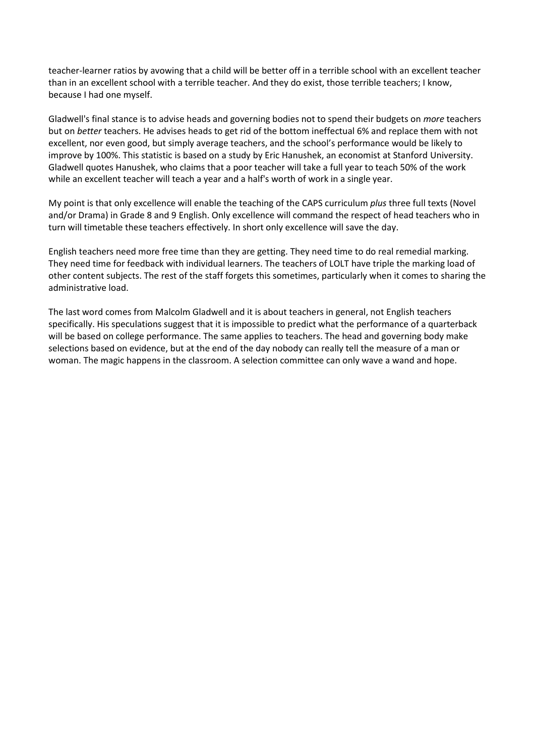teacher-learner ratios by avowing that a child will be better off in a terrible school with an excellent teacher than in an excellent school with a terrible teacher. And they do exist, those terrible teachers; I know, because I had one myself.

Gladwell's final stance is to advise heads and governing bodies not to spend their budgets on *more* teachers but on *better* teachers. He advises heads to get rid of the bottom ineffectual 6% and replace them with not excellent, nor even good, but simply average teachers, and the school's performance would be likely to improve by 100%. This statistic is based on a study by Eric Hanushek, an economist at Stanford University. Gladwell quotes Hanushek, who claims that a poor teacher will take a full year to teach 50% of the work while an excellent teacher will teach a year and a half's worth of work in a single year.

My point is that only excellence will enable the teaching of the CAPS curriculum *plus* three full texts (Novel and/or Drama) in Grade 8 and 9 English. Only excellence will command the respect of head teachers who in turn will timetable these teachers effectively. In short only excellence will save the day.

English teachers need more free time than they are getting. They need time to do real remedial marking. They need time for feedback with individual learners. The teachers of LOLT have triple the marking load of other content subjects. The rest of the staff forgets this sometimes, particularly when it comes to sharing the administrative load.

The last word comes from Malcolm Gladwell and it is about teachers in general, not English teachers specifically. His speculations suggest that it is impossible to predict what the performance of a quarterback will be based on college performance. The same applies to teachers. The head and governing body make selections based on evidence, but at the end of the day nobody can really tell the measure of a man or woman. The magic happens in the classroom. A selection committee can only wave a wand and hope.